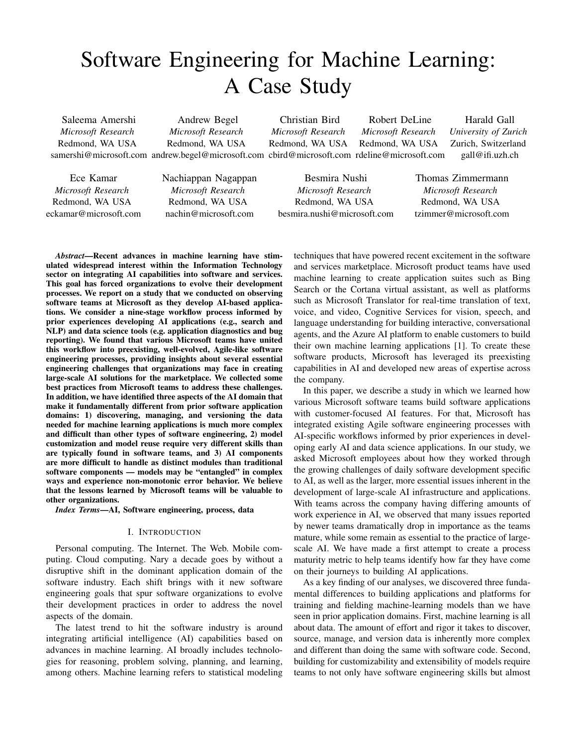# Software Engineering for Machine Learning: A Case Study

Saleema Amershi
*Microsoft Research*
Redmond, WA USA
samershi@microsoft.com

Andrew Begel
*Microsoft Research*
Redmond, WA USA
andrew.begel@microsoft.com

Christian Bird
*Microsoft Research*
Redmond, WA USA
cbird@microsoft.com

Robert DeLine
*Microsoft Research*
Redmond, WA USA
rdeline@microsoft.com

Harald Gall
*University of Zurich*
Zurich, Switzerland
gall@ifi.uzh.ch

Ece Kamar
*Microsoft Research*
Redmond, WA USA
eckamar@microsoft.com

Nachiappan Nagappan
*Microsoft Research*
Redmond, WA USA
nachin@microsoft.com

Besmira Nushi
*Microsoft Research*
Redmond, WA USA
besmira.nushi@microsoft.com

Thomas Zimmermann
*Microsoft Research*
Redmond, WA USA
tzimmer@microsoft.com

***Abstract*—Recent advances in machine learning have stimulated widespread interest within the Information Technology sector on integrating AI capabilities into software and services. This goal has forced organizations to evolve their development processes. We report on a study that we conducted on observing software teams at Microsoft as they develop AI-based applications. We consider a nine-stage workflow process informed by prior experiences developing AI applications (e.g., search and NLP) and data science tools (e.g. application diagnostics and bug reporting). We found that various Microsoft teams have united this workflow into preexisting, well-evolved, Agile-like software engineering processes, providing insights about several essential engineering challenges that organizations may face in creating large-scale AI solutions for the marketplace. We collected some best practices from Microsoft teams to address these challenges. In addition, we have identified three aspects of the AI domain that make it fundamentally different from prior software application domains: 1) discovering, managing, and versioning the data needed for machine learning applications is much more complex and difficult than other types of software engineering, 2) model customization and model reuse require very different skills than are typically found in software teams, and 3) AI components are more difficult to handle as distinct modules than traditional software components — models may be "entangled" in complex ways and experience non-monotonic error behavior. We believe that the lessons learned by Microsoft teams will be valuable to other organizations.**

***Index Terms*—AI, Software engineering, process, data**

## I. Introduction

Personal computing. The Internet. The Web. Mobile computing. Cloud computing. Nary a decade goes by without a disruptive shift in the dominant application domain of the software industry. Each shift brings with it new software engineering goals that spur software organizations to evolve their development practices in order to address the novel aspects of the domain.

The latest trend to hit the software industry is around integrating artificial intelligence (AI) capabilities based on advances in machine learning. AI broadly includes technologies for reasoning, problem solving, planning, and learning, among others. Machine learning refers to statistical modeling techniques that have powered recent excitement in the software and services marketplace. Microsoft product teams have used machine learning to create application suites such as Bing Search or the Cortana virtual assistant, as well as platforms such as Microsoft Translator for real-time translation of text, voice, and video, Cognitive Services for vision, speech, and language understanding for building interactive, conversational agents, and the Azure AI platform to enable customers to build their own machine learning applications [1]. To create these software products, Microsoft has leveraged its preexisting capabilities in AI and developed new areas of expertise across the company.

In this paper, we describe a study in which we learned how various Microsoft software teams build software applications with customer-focused AI features. For that, Microsoft has integrated existing Agile software engineering processes with AI-specific workflows informed by prior experiences in developing early AI and data science applications. In our study, we asked Microsoft employees about how they worked through the growing challenges of daily software development specific to AI, as well as the larger, more essential issues inherent in the development of large-scale AI infrastructure and applications. With teams across the company having differing amounts of work experience in AI, we observed that many issues reported by newer teams dramatically drop in importance as the teams mature, while some remain as essential to the practice of large-scale AI. We have made a first attempt to create a process maturity metric to help teams identify how far they have come on their journeys to building AI applications.

As a key finding of our analyses, we discovered three fundamental differences to building applications and platforms for training and fielding machine-learning models than we have seen in prior application domains. First, machine learning is all about data. The amount of effort and rigor it takes to discover, source, manage, and version data is inherently more complex and different than doing the same with software code. Second, building for customizability and extensibility of models require teams to not only have software engineering skills but almost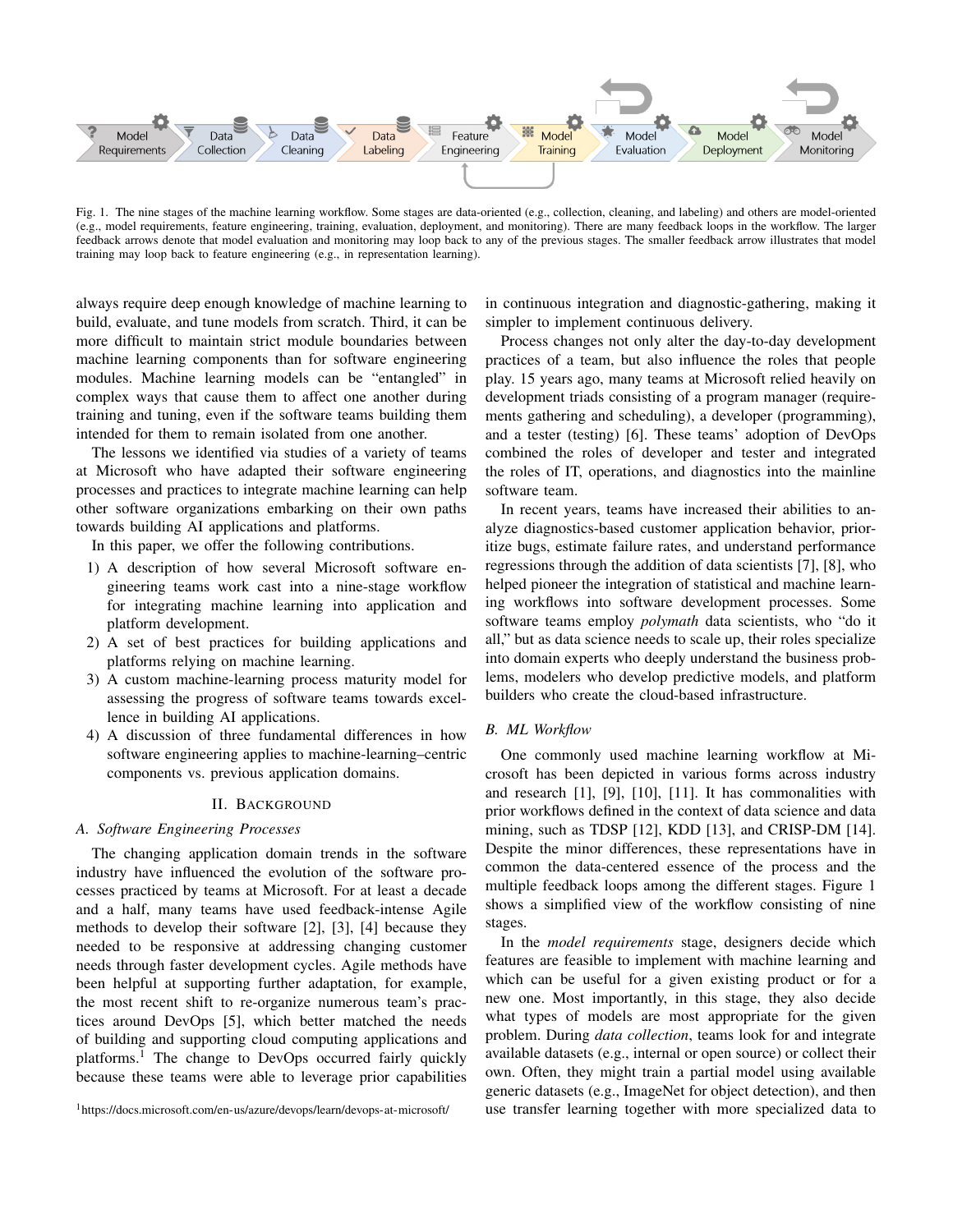Fig. 1. The nine stages of the machine learning workflow. Some stages are data-oriented (e.g., collection, cleaning, and labeling) and others are model-oriented (e.g., model requirements, feature engineering, training, evaluation, deployment, and monitoring). There are many feedback loops in the workflow. The larger feedback arrows denote that model evaluation and monitoring may loop back to any of the previous stages. The smaller feedback arrow illustrates that model training may loop back to feature engineering (e.g., in representation learning).

always require deep enough knowledge of machine learning to build, evaluate, and tune models from scratch. Third, it can be more difficult to maintain strict module boundaries between machine learning components than for software engineering modules. Machine learning models can be "entangled" in complex ways that cause them to affect one another during training and tuning, even if the software teams building them intended for them to remain isolated from one another.

The lessons we identified via studies of a variety of teams at Microsoft who have adapted their software engineering processes and practices to integrate machine learning can help other software organizations embarking on their own paths towards building AI applications and platforms.

In this paper, we offer the following contributions.

1) A description of how several Microsoft software engineering teams work cast into a nine-stage workflow for integrating machine learning into application and platform development.
2) A set of best practices for building applications and platforms relying on machine learning.
3) A custom machine-learning process maturity model for assessing the progress of software teams towards excellence in building AI applications.
4) A discussion of three fundamental differences in how software engineering applies to machine-learning–centric components vs. previous application domains.

## II. Background

### A. Software Engineering Processes

The changing application domain trends in the software industry have influenced the evolution of the software processes practiced by teams at Microsoft. For at least a decade and a half, many teams have used feedback-intense Agile methods to develop their software [2], [3], [4] because they needed to be responsive at addressing changing customer needs through faster development cycles. Agile methods have been helpful at supporting further adaptation, for example, the most recent shift to re-organize numerous team's practices around DevOps [5], which better matched the needs of building and supporting cloud computing applications and platforms.[1] The change to DevOps occurred fairly quickly because these teams were able to leverage prior capabilities in continuous integration and diagnostic-gathering, making it simpler to implement continuous delivery.

Process changes not only alter the day-to-day development practices of a team, but also influence the roles that people play. 15 years ago, many teams at Microsoft relied heavily on development triads consisting of a program manager (requirements gathering and scheduling), a developer (programming), and a tester (testing) [6]. These teams' adoption of DevOps combined the roles of developer and tester and integrated the roles of IT, operations, and diagnostics into the mainline software team.

In recent years, teams have increased their abilities to analyze diagnostics-based customer application behavior, prioritize bugs, estimate failure rates, and understand performance regressions through the addition of data scientists [7], [8], who helped pioneer the integration of statistical and machine learning workflows into software development processes. Some software teams employ *polymath* data scientists, who "do it all," but as data science needs to scale up, their roles specialize into domain experts who deeply understand the business problems, modelers who develop predictive models, and platform builders who create the cloud-based infrastructure.

### B. ML Workflow

One commonly used machine learning workflow at Microsoft has been depicted in various forms across industry and research [1], [9], [10], [11]. It has commonalities with prior workflows defined in the context of data science and data mining, such as TDSP [12], KDD [13], and CRISP-DM [14]. Despite the minor differences, these representations have in common the data-centered essence of the process and the multiple feedback loops among the different stages. Figure 1 shows a simplified view of the workflow consisting of nine stages.

In the *model requirements* stage, designers decide which features are feasible to implement with machine learning and which can be useful for a given existing product or for a new one. Most importantly, in this stage, they also decide what types of models are most appropriate for the given problem. During *data collection*, teams look for and integrate available datasets (e.g., internal or open source) or collect their own. Often, they might train a partial model using available generic datasets (e.g., ImageNet for object detection), and then use transfer learning together with more specialized data to

[1]https://docs.microsoft.com/en-us/azure/devops/learn/devops-at-microsoft/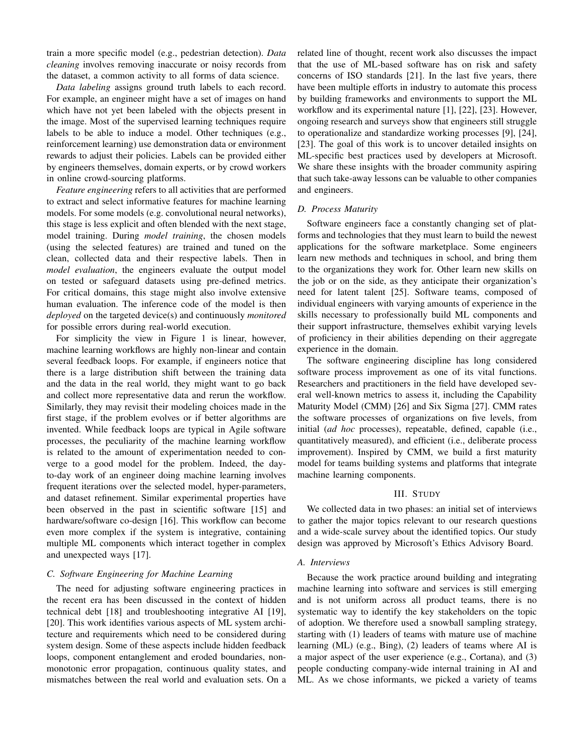train a more specific model (e.g., pedestrian detection). *Data cleaning* involves removing inaccurate or noisy records from the dataset, a common activity to all forms of data science.

*Data labeling* assigns ground truth labels to each record. For example, an engineer might have a set of images on hand which have not yet been labeled with the objects present in the image. Most of the supervised learning techniques require labels to be able to induce a model. Other techniques (e.g., reinforcement learning) use demonstration data or environment rewards to adjust their policies. Labels can be provided either by engineers themselves, domain experts, or by crowd workers in online crowd-sourcing platforms.

*Feature engineering* refers to all activities that are performed to extract and select informative features for machine learning models. For some models (e.g. convolutional neural networks), this stage is less explicit and often blended with the next stage, model training. During *model training*, the chosen models (using the selected features) are trained and tuned on the clean, collected data and their respective labels. Then in *model evaluation*, the engineers evaluate the output model on tested or safeguard datasets using pre-defined metrics. For critical domains, this stage might also involve extensive human evaluation. The inference code of the model is then *deployed* on the targeted device(s) and continuously *monitored* for possible errors during real-world execution.

For simplicity the view in Figure 1 is linear, however, machine learning workflows are highly non-linear and contain several feedback loops. For example, if engineers notice that there is a large distribution shift between the training data and the data in the real world, they might want to go back and collect more representative data and rerun the workflow. Similarly, they may revisit their modeling choices made in the first stage, if the problem evolves or if better algorithms are invented. While feedback loops are typical in Agile software processes, the peculiarity of the machine learning workflow is related to the amount of experimentation needed to converge to a good model for the problem. Indeed, the day-to-day work of an engineer doing machine learning involves frequent iterations over the selected model, hyper-parameters, and dataset refinement. Similar experimental properties have been observed in the past in scientific software [15] and hardware/software co-design [16]. This workflow can become even more complex if the system is integrative, containing multiple ML components which interact together in complex and unexpected ways [17].

### C. Software Engineering for Machine Learning

The need for adjusting software engineering practices in the recent era has been discussed in the context of hidden technical debt [18] and troubleshooting integrative AI [19], [20]. This work identifies various aspects of ML system architecture and requirements which need to be considered during system design. Some of these aspects include hidden feedback loops, component entanglement and eroded boundaries, non-monotonic error propagation, continuous quality states, and mismatches between the real world and evaluation sets. On a related line of thought, recent work also discusses the impact that the use of ML-based software has on risk and safety concerns of ISO standards [21]. In the last five years, there have been multiple efforts in industry to automate this process by building frameworks and environments to support the ML workflow and its experimental nature [1], [22], [23]. However, ongoing research and surveys show that engineers still struggle to operationalize and standardize working processes [9], [24], [23]. The goal of this work is to uncover detailed insights on ML-specific best practices used by developers at Microsoft. We share these insights with the broader community aspiring that such take-away lessons can be valuable to other companies and engineers.

### D. Process Maturity

Software engineers face a constantly changing set of platforms and technologies that they must learn to build the newest applications for the software marketplace. Some engineers learn new methods and techniques in school, and bring them to the organizations they work for. Other learn new skills on the job or on the side, as they anticipate their organization's need for latent talent [25]. Software teams, composed of individual engineers with varying amounts of experience in the skills necessary to professionally build ML components and their support infrastructure, themselves exhibit varying levels of proficiency in their abilities depending on their aggregate experience in the domain.

The software engineering discipline has long considered software process improvement as one of its vital functions. Researchers and practitioners in the field have developed several well-known metrics to assess it, including the Capability Maturity Model (CMM) [26] and Six Sigma [27]. CMM rates the software processes of organizations on five levels, from initial (*ad hoc* processes), repeatable, defined, capable (i.e., quantitatively measured), and efficient (i.e., deliberate process improvement). Inspired by CMM, we build a first maturity model for teams building systems and platforms that integrate machine learning components.

## III. Study

We collected data in two phases: an initial set of interviews to gather the major topics relevant to our research questions and a wide-scale survey about the identified topics. Our study design was approved by Microsoft's Ethics Advisory Board.

### A. Interviews

Because the work practice around building and integrating machine learning into software and services is still emerging and is not uniform across all product teams, there is no systematic way to identify the key stakeholders on the topic of adoption. We therefore used a snowball sampling strategy, starting with (1) leaders of teams with mature use of machine learning (ML) (e.g., Bing), (2) leaders of teams where AI is a major aspect of the user experience (e.g., Cortana), and (3) people conducting company-wide internal training in AI and ML. As we chose informants, we picked a variety of teams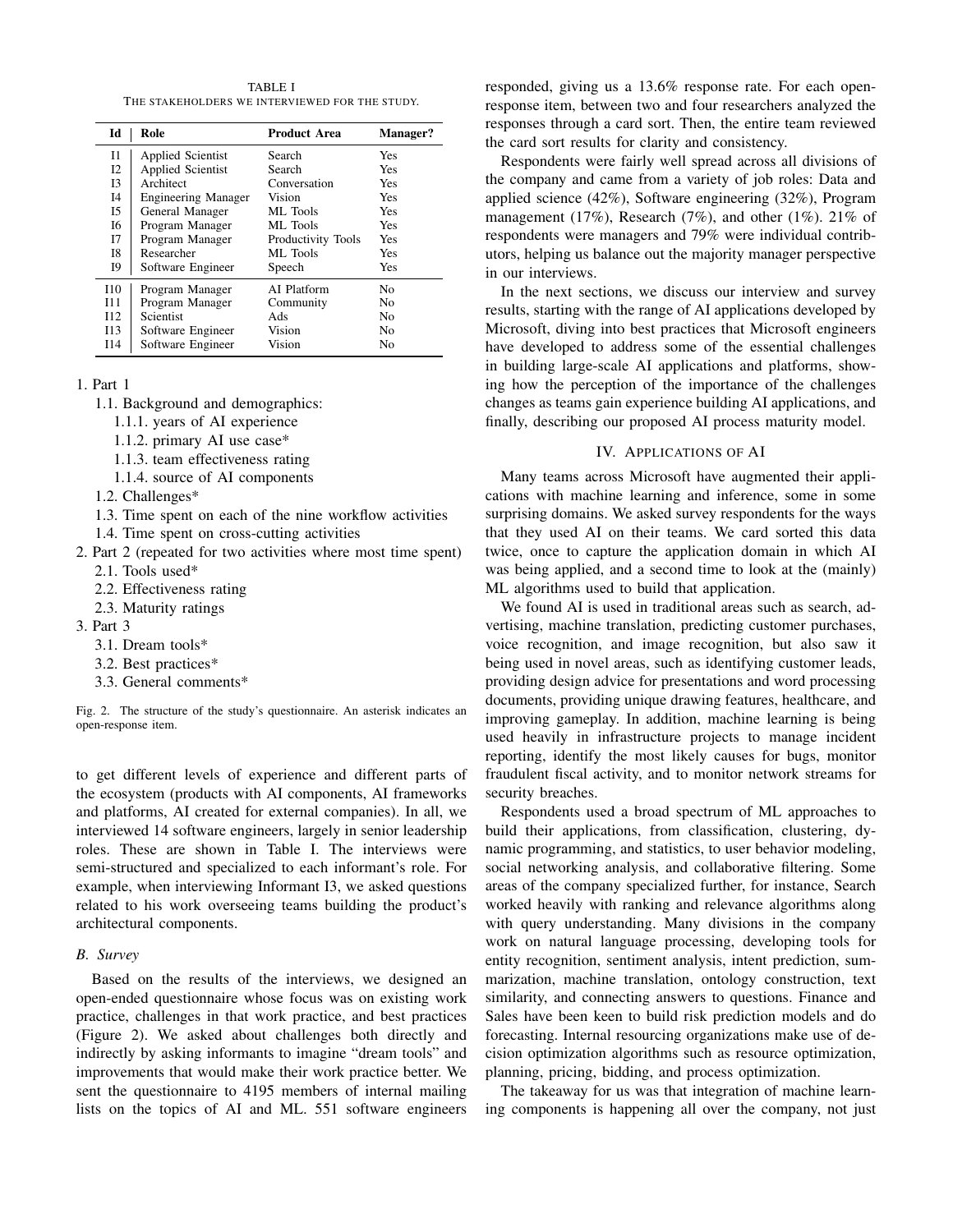TABLE I
THE STAKEHOLDERS WE INTERVIEWED FOR THE STUDY.

| Id | Role | Product Area | Manager? |
|---|---|---|---|
| I1 | Applied Scientist | Search | Yes |
| I2 | Applied Scientist | Search | Yes |
| I3 | Architect | Conversation | Yes |
| I4 | Engineering Manager | Vision | Yes |
| I5 | General Manager | ML Tools | Yes |
| I6 | Program Manager | ML Tools | Yes |
| I7 | Program Manager | Productivity Tools | Yes |
| I8 | Researcher | ML Tools | Yes |
| I9 | Software Engineer | Speech | Yes |
| I10 | Program Manager | AI Platform | No |
| I11 | Program Manager | Community | No |
| I12 | Scientist | Ads | No |
| I13 | Software Engineer | Vision | No |
| I14 | Software Engineer | Vision | No |

1. Part 1
   1.1. Background and demographics:
      1.1.1. years of AI experience
      1.1.2. primary AI use case*
      1.1.3. team effectiveness rating
      1.1.4. source of AI components
   1.2. Challenges*
   1.3. Time spent on each of the nine workflow activities
   1.4. Time spent on cross-cutting activities
2. Part 2 (repeated for two activities where most time spent)
   2.1. Tools used*
   2.2. Effectiveness rating
   2.3. Maturity ratings
3. Part 3
   3.1. Dream tools*
   3.2. Best practices*
   3.3. General comments*

Fig. 2. The structure of the study's questionnaire. An asterisk indicates an open-response item.

to get different levels of experience and different parts of the ecosystem (products with AI components, AI frameworks and platforms, AI created for external companies). In all, we interviewed 14 software engineers, largely in senior leadership roles. These are shown in Table I. The interviews were semi-structured and specialized to each informant's role. For example, when interviewing Informant I3, we asked questions related to his work overseeing teams building the product's architectural components.

### B. Survey

Based on the results of the interviews, we designed an open-ended questionnaire whose focus was on existing work practice, challenges in that work practice, and best practices (Figure 2). We asked about challenges both directly and indirectly by asking informants to imagine "dream tools" and improvements that would make their work practice better. We sent the questionnaire to 4195 members of internal mailing lists on the topics of AI and ML. 551 software engineers responded, giving us a 13.6% response rate. For each open-response item, between two and four researchers analyzed the responses through a card sort. Then, the entire team reviewed the card sort results for clarity and consistency.

Respondents were fairly well spread across all divisions of the company and came from a variety of job roles: Data and applied science (42%), Software engineering (32%), Program management (17%), Research (7%), and other (1%). 21% of respondents were managers and 79% were individual contributors, helping us balance out the majority manager perspective in our interviews.

In the next sections, we discuss our interview and survey results, starting with the range of AI applications developed by Microsoft, diving into best practices that Microsoft engineers have developed to address some of the essential challenges in building large-scale AI applications and platforms, showing how the perception of the importance of the challenges changes as teams gain experience building AI applications, and finally, describing our proposed AI process maturity model.

## IV. APPLICATIONS OF AI

Many teams across Microsoft have augmented their applications with machine learning and inference, some in some surprising domains. We asked survey respondents for the ways that they used AI on their teams. We card sorted this data twice, once to capture the application domain in which AI was being applied, and a second time to look at the (mainly) ML algorithms used to build that application.

We found AI is used in traditional areas such as search, advertising, machine translation, predicting customer purchases, voice recognition, and image recognition, but also saw it being used in novel areas, such as identifying customer leads, providing design advice for presentations and word processing documents, providing unique drawing features, healthcare, and improving gameplay. In addition, machine learning is being used heavily in infrastructure projects to manage incident reporting, identify the most likely causes for bugs, monitor fraudulent fiscal activity, and to monitor network streams for security breaches.

Respondents used a broad spectrum of ML approaches to build their applications, from classification, clustering, dynamic programming, and statistics, to user behavior modeling, social networking analysis, and collaborative filtering. Some areas of the company specialized further, for instance, Search worked heavily with ranking and relevance algorithms along with query understanding. Many divisions in the company work on natural language processing, developing tools for entity recognition, sentiment analysis, intent prediction, summarization, machine translation, ontology construction, text similarity, and connecting answers to questions. Finance and Sales have been keen to build risk prediction models and do forecasting. Internal resourcing organizations make use of decision optimization algorithms such as resource optimization, planning, pricing, bidding, and process optimization.

The takeaway for us was that integration of machine learning components is happening all over the company, not just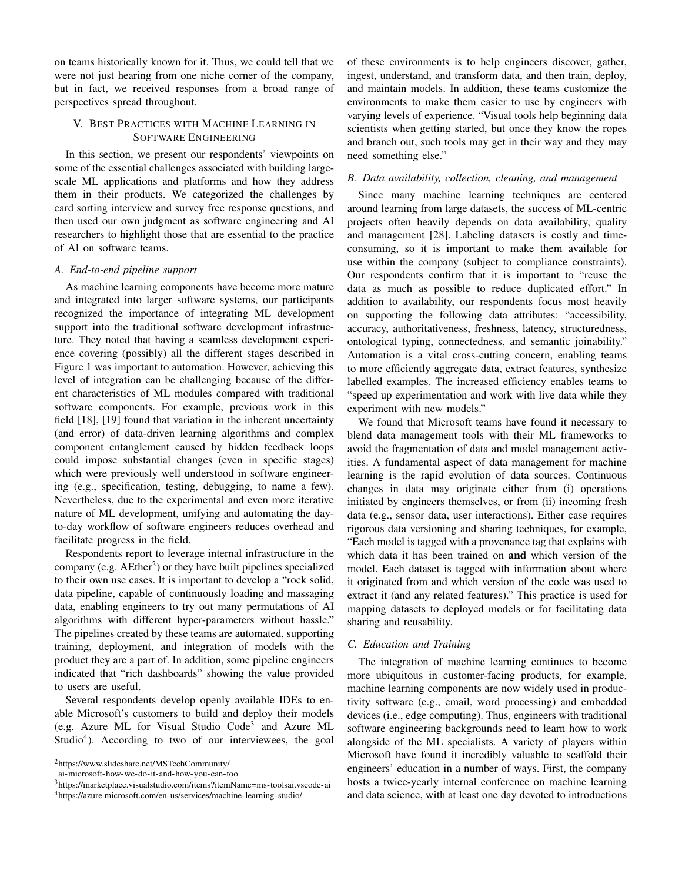on teams historically known for it. Thus, we could tell that we were not just hearing from one niche corner of the company, but in fact, we received responses from a broad range of perspectives spread throughout.

## V. Best Practices with Machine Learning in Software Engineering

In this section, we present our respondents' viewpoints on some of the essential challenges associated with building large-scale ML applications and platforms and how they address them in their products. We categorized the challenges by card sorting interview and survey free response questions, and then used our own judgment as software engineering and AI researchers to highlight those that are essential to the practice of AI on software teams.

### A. End-to-end pipeline support

As machine learning components have become more mature and integrated into larger software systems, our participants recognized the importance of integrating ML development support into the traditional software development infrastructure. They noted that having a seamless development experience covering (possibly) all the different stages described in Figure 1 was important to automation. However, achieving this level of integration can be challenging because of the different characteristics of ML modules compared with traditional software components. For example, previous work in this field [18], [19] found that variation in the inherent uncertainty (and error) of data-driven learning algorithms and complex component entanglement caused by hidden feedback loops could impose substantial changes (even in specific stages) which were previously well understood in software engineering (e.g., specification, testing, debugging, to name a few). Nevertheless, due to the experimental and even more iterative nature of ML development, unifying and automating the day-to-day workflow of software engineers reduces overhead and facilitate progress in the field.

Respondents report to leverage internal infrastructure in the company (e.g. AEther[2]) or they have built pipelines specialized to their own use cases. It is important to develop a "rock solid, data pipeline, capable of continuously loading and massaging data, enabling engineers to try out many permutations of AI algorithms with different hyper-parameters without hassle." The pipelines created by these teams are automated, supporting training, deployment, and integration of models with the product they are a part of. In addition, some pipeline engineers indicated that "rich dashboards" showing the value provided to users are useful.

Several respondents develop openly available IDEs to enable Microsoft's customers to build and deploy their models (e.g. Azure ML for Visual Studio Code[3] and Azure ML Studio[4]). According to two of our interviewees, the goal of these environments is to help engineers discover, gather, ingest, understand, and transform data, and then train, deploy, and maintain models. In addition, these teams customize the environments to make them easier to use by engineers with varying levels of experience. "Visual tools help beginning data scientists when getting started, but once they know the ropes and branch out, such tools may get in their way and they may need something else."

### B. Data availability, collection, cleaning, and management

Since many machine learning techniques are centered around learning from large datasets, the success of ML-centric projects often heavily depends on data availability, quality and management [28]. Labeling datasets is costly and time-consuming, so it is important to make them available for use within the company (subject to compliance constraints). Our respondents confirm that it is important to "reuse the data as much as possible to reduce duplicated effort." In addition to availability, our respondents focus most heavily on supporting the following data attributes: "accessibility, accuracy, authoritativeness, freshness, latency, structuredness, ontological typing, connectedness, and semantic joinability." Automation is a vital cross-cutting concern, enabling teams to more efficiently aggregate data, extract features, synthesize labelled examples. The increased efficiency enables teams to "speed up experimentation and work with live data while they experiment with new models."

We found that Microsoft teams have found it necessary to blend data management tools with their ML frameworks to avoid the fragmentation of data and model management activities. A fundamental aspect of data management for machine learning is the rapid evolution of data sources. Continuous changes in data may originate either from (i) operations initiated by engineers themselves, or from (ii) incoming fresh data (e.g., sensor data, user interactions). Either case requires rigorous data versioning and sharing techniques, for example, "Each model is tagged with a provenance tag that explains with which data it has been trained on **and** which version of the model. Each dataset is tagged with information about where it originated from and which version of the code was used to extract it (and any related features)." This practice is used for mapping datasets to deployed models or for facilitating data sharing and reusability.

### C. Education and Training

The integration of machine learning continues to become more ubiquitous in customer-facing products, for example, machine learning components are now widely used in productivity software (e.g., email, word processing) and embedded devices (i.e., edge computing). Thus, engineers with traditional software engineering backgrounds need to learn how to work alongside of the ML specialists. A variety of players within Microsoft have found it incredibly valuable to scaffold their engineers' education in a number of ways. First, the company hosts a twice-yearly internal conference on machine learning and data science, with at least one day devoted to introductions

[2] https://www.slideshare.net/MSTechCommunity/ai-microsoft-how-we-do-it-and-how-you-can-too

[3] https://marketplace.visualstudio.com/items?itemName=ms-toolsai.vscode-ai

[4] https://azure.microsoft.com/en-us/services/machine-learning-studio/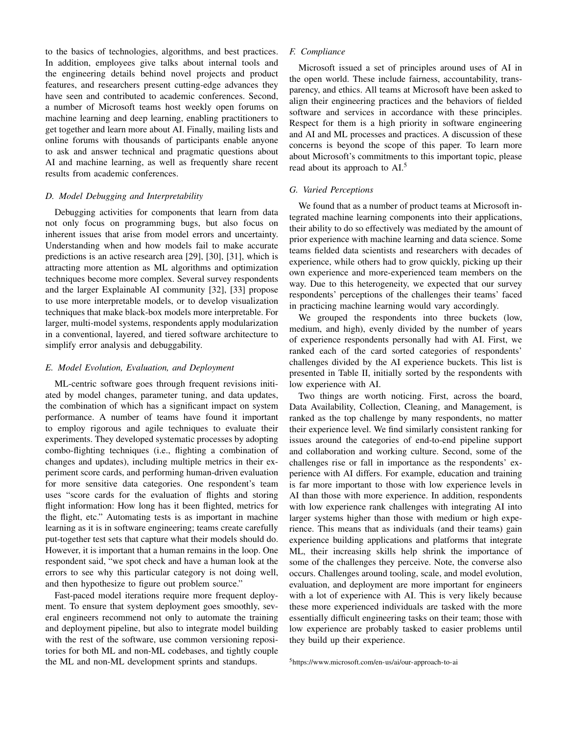to the basics of technologies, algorithms, and best practices. In addition, employees give talks about internal tools and the engineering details behind novel projects and product features, and researchers present cutting-edge advances they have seen and contributed to academic conferences. Second, a number of Microsoft teams host weekly open forums on machine learning and deep learning, enabling practitioners to get together and learn more about AI. Finally, mailing lists and online forums with thousands of participants enable anyone to ask and answer technical and pragmatic questions about AI and machine learning, as well as frequently share recent results from academic conferences.

### *D. Model Debugging and Interpretability*

Debugging activities for components that learn from data not only focus on programming bugs, but also focus on inherent issues that arise from model errors and uncertainty. Understanding when and how models fail to make accurate predictions is an active research area [29], [30], [31], which is attracting more attention as ML algorithms and optimization techniques become more complex. Several survey respondents and the larger Explainable AI community [32], [33] propose to use more interpretable models, or to develop visualization techniques that make black-box models more interpretable. For larger, multi-model systems, respondents apply modularization in a conventional, layered, and tiered software architecture to simplify error analysis and debuggability.

### *E. Model Evolution, Evaluation, and Deployment*

ML-centric software goes through frequent revisions initiated by model changes, parameter tuning, and data updates, the combination of which has a significant impact on system performance. A number of teams have found it important to employ rigorous and agile techniques to evaluate their experiments. They developed systematic processes by adopting combo-flighting techniques (i.e., flighting a combination of changes and updates), including multiple metrics in their experiment score cards, and performing human-driven evaluation for more sensitive data categories. One respondent's team uses "score cards for the evaluation of flights and storing flight information: How long has it been flighted, metrics for the flight, etc." Automating tests is as important in machine learning as it is in software engineering; teams create carefully put-together test sets that capture what their models should do. However, it is important that a human remains in the loop. One respondent said, "we spot check and have a human look at the errors to see why this particular category is not doing well, and then hypothesize to figure out problem source."

Fast-paced model iterations require more frequent deployment. To ensure that system deployment goes smoothly, several engineers recommend not only to automate the training and deployment pipeline, but also to integrate model building with the rest of the software, use common versioning repositories for both ML and non-ML codebases, and tightly couple the ML and non-ML development sprints and standups.

### *F. Compliance*

Microsoft issued a set of principles around uses of AI in the open world. These include fairness, accountability, transparency, and ethics. All teams at Microsoft have been asked to align their engineering practices and the behaviors of fielded software and services in accordance with these principles. Respect for them is a high priority in software engineering and AI and ML processes and practices. A discussion of these concerns is beyond the scope of this paper. To learn more about Microsoft's commitments to this important topic, please read about its approach to AI.[5]

### *G. Varied Perceptions*

We found that as a number of product teams at Microsoft integrated machine learning components into their applications, their ability to do so effectively was mediated by the amount of prior experience with machine learning and data science. Some teams fielded data scientists and researchers with decades of experience, while others had to grow quickly, picking up their own experience and more-experienced team members on the way. Due to this heterogeneity, we expected that our survey respondents' perceptions of the challenges their teams' faced in practicing machine learning would vary accordingly.

We grouped the respondents into three buckets (low, medium, and high), evenly divided by the number of years of experience respondents personally had with AI. First, we ranked each of the card sorted categories of respondents' challenges divided by the AI experience buckets. This list is presented in Table II, initially sorted by the respondents with low experience with AI.

Two things are worth noticing. First, across the board, Data Availability, Collection, Cleaning, and Management, is ranked as the top challenge by many respondents, no matter their experience level. We find similarly consistent ranking for issues around the categories of end-to-end pipeline support and collaboration and working culture. Second, some of the challenges rise or fall in importance as the respondents' experience with AI differs. For example, education and training is far more important to those with low experience levels in AI than those with more experience. In addition, respondents with low experience rank challenges with integrating AI into larger systems higher than those with medium or high experience. This means that as individuals (and their teams) gain experience building applications and platforms that integrate ML, their increasing skills help shrink the importance of some of the challenges they perceive. Note, the converse also occurs. Challenges around tooling, scale, and model evolution, evaluation, and deployment are more important for engineers with a lot of experience with AI. This is very likely because these more experienced individuals are tasked with the more essentially difficult engineering tasks on their team; those with low experience are probably tasked to easier problems until they build up their experience.

[5] https://www.microsoft.com/en-us/ai/our-approach-to-ai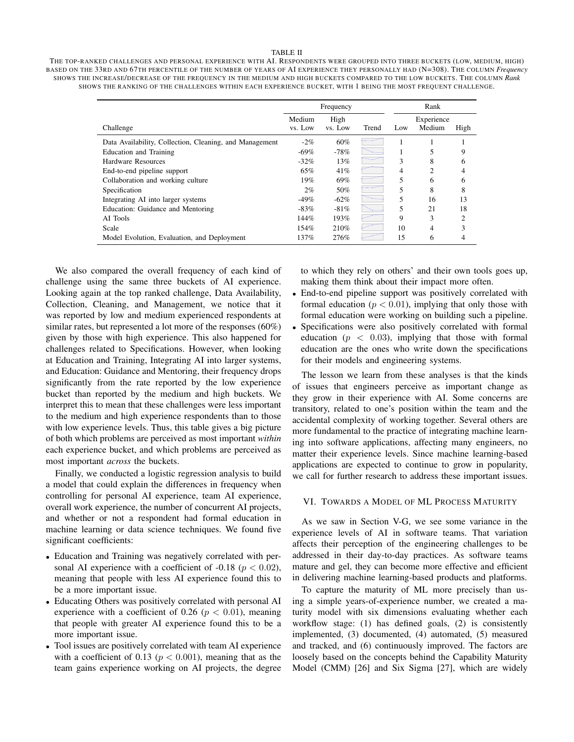TABLE II

THE TOP-RANKED CHALLENGES AND PERSONAL EXPERIENCE WITH AI. RESPONDENTS WERE GROUPED INTO THREE BUCKETS (LOW, MEDIUM, HIGH) BASED ON THE 33RD AND 67TH PERCENTILE OF THE NUMBER OF YEARS OF AI EXPERIENCE THEY PERSONALLY HAD (N=308). THE COLUMN *Frequency* SHOWS THE INCREASE/DECREASE OF THE FREQUENCY IN THE MEDIUM AND HIGH BUCKETS COMPARED TO THE LOW BUCKETS. THE COLUMN *Rank* SHOWS THE RANKING OF THE CHALLENGES WITHIN EACH EXPERIENCE BUCKET, WITH 1 BEING THE MOST FREQUENT CHALLENGE.

| | Frequency | | | Rank | | |
|---|---|---|---|---|---|---|
| Challenge | Medium vs. Low | High vs. Low | Trend | Low | Experience Medium | High |
| Data Availability, Collection, Cleaning, and Management | -2% | 60% | | 1 | 1 | 1 |
| Education and Training | -69% | -78% | | 1 | 5 | 9 |
| Hardware Resources | -32% | 13% | | 3 | 8 | 6 |
| End-to-end pipeline support | 65% | 41% | | 4 | 2 | 4 |
| Collaboration and working culture | 19% | 69% | | 5 | 6 | 6 |
| Specification | 2% | 50% | | 5 | 8 | 8 |
| Integrating AI into larger systems | -49% | -62% | | 5 | 16 | 13 |
| Education: Guidance and Mentoring | -83% | -81% | | 5 | 21 | 18 |
| AI Tools | 144% | 193% | | 9 | 3 | 2 |
| Scale | 154% | 210% | | 10 | 4 | 3 |
| Model Evolution, Evaluation, and Deployment | 137% | 276% | | 15 | 6 | 4 |

We also compared the overall frequency of each kind of challenge using the same three buckets of AI experience. Looking again at the top ranked challenge, Data Availability, Collection, Cleaning, and Management, we notice that it was reported by low and medium experienced respondents at similar rates, but represented a lot more of the responses (60%) given by those with high experience. This also happened for challenges related to Specifications. However, when looking at Education and Training, Integrating AI into larger systems, and Education: Guidance and Mentoring, their frequency drops significantly from the rate reported by the low experience bucket than reported by the medium and high buckets. We interpret this to mean that these challenges were less important to the medium and high experience respondents than to those with low experience levels. Thus, this table gives a big picture of both which problems are perceived as most important *within* each experience bucket, and which problems are perceived as most important *across* the buckets.

Finally, we conducted a logistic regression analysis to build a model that could explain the differences in frequency when controlling for personal AI experience, team AI experience, overall work experience, the number of concurrent AI projects, and whether or not a respondent had formal education in machine learning or data science techniques. We found five significant coefficients:

- Education and Training was negatively correlated with personal AI experience with a coefficient of -0.18 ($p < 0.02$), meaning that people with less AI experience found this to be a more important issue.
- Educating Others was positively correlated with personal AI experience with a coefficient of 0.26 ($p < 0.01$), meaning that people with greater AI experience found this to be a more important issue.
- Tool issues are positively correlated with team AI experience with a coefficient of 0.13 ($p < 0.001$), meaning that as the team gains experience working on AI projects, the degree to which they rely on others' and their own tools goes up, making them think about their impact more often.
- End-to-end pipeline support was positively correlated with formal education ($p < 0.01$), implying that only those with formal education were working on building such a pipeline.
- Specifications were also positively correlated with formal education ($p < 0.03$), implying that those with formal education are the ones who write down the specifications for their models and engineering systems.

The lesson we learn from these analyses is that the kinds of issues that engineers perceive as important change as they grow in their experience with AI. Some concerns are transitory, related to one's position within the team and the accidental complexity of working together. Several others are more fundamental to the practice of integrating machine learning into software applications, affecting many engineers, no matter their experience levels. Since machine learning-based applications are expected to continue to grow in popularity, we call for further research to address these important issues.

## VI. TOWARDS A MODEL OF ML PROCESS MATURITY

As we saw in Section V-G, we see some variance in the experience levels of AI in software teams. That variation affects their perception of the engineering challenges to be addressed in their day-to-day practices. As software teams mature and gel, they can become more effective and efficient in delivering machine learning-based products and platforms.

To capture the maturity of ML more precisely than using a simple years-of-experience number, we created a maturity model with six dimensions evaluating whether each workflow stage: (1) has defined goals, (2) is consistently implemented, (3) documented, (4) automated, (5) measured and tracked, and (6) continuously improved. The factors are loosely based on the concepts behind the Capability Maturity Model (CMM) [26] and Six Sigma [27], which are widely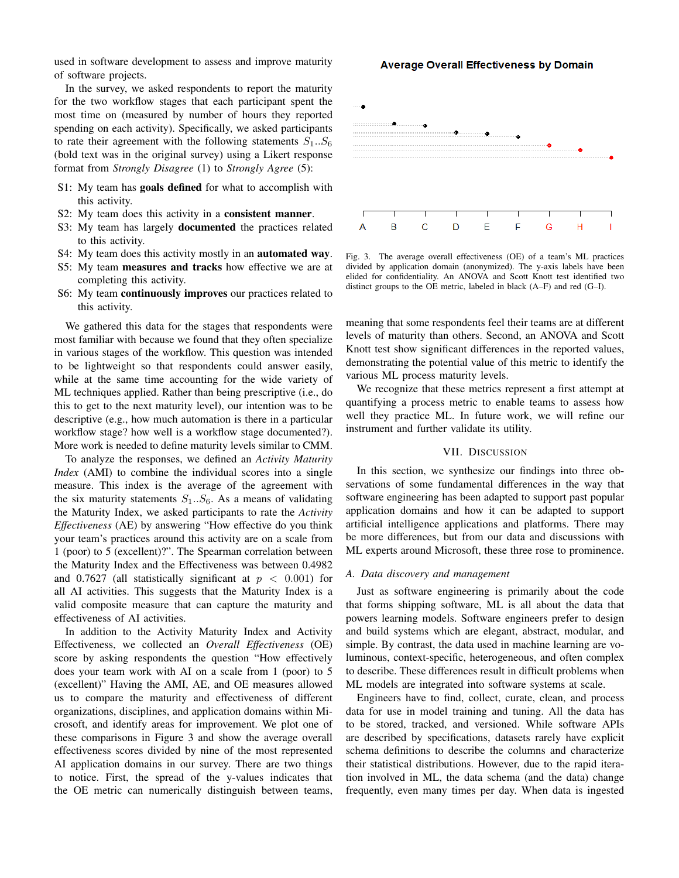used in software development to assess and improve maturity of software projects.

In the survey, we asked respondents to report the maturity for the two workflow stages that each participant spent the most time on (measured by number of hours they reported spending on each activity). Specifically, we asked participants to rate their agreement with the following statements $S_1..S_6$ (bold text was in the original survey) using a Likert response format from *Strongly Disagree* (1) to *Strongly Agree* (5):

- S1: My team has **goals defined** for what to accomplish with this activity.
- S2: My team does this activity in a **consistent manner**.
- S3: My team has largely **documented** the practices related to this activity.
- S4: My team does this activity mostly in an **automated way**.
- S5: My team **measures and tracks** how effective we are at completing this activity.
- S6: My team **continuously improves** our practices related to this activity.

We gathered this data for the stages that respondents were most familiar with because we found that they often specialize in various stages of the workflow. This question was intended to be lightweight so that respondents could answer easily, while at the same time accounting for the wide variety of ML techniques applied. Rather than being prescriptive (i.e., do this to get to the next maturity level), our intention was to be descriptive (e.g., how much automation is there in a particular workflow stage? how well is a workflow stage documented?). More work is needed to define maturity levels similar to CMM.

To analyze the responses, we defined an *Activity Maturity Index* (AMI) to combine the individual scores into a single measure. This index is the average of the agreement with the six maturity statements $S_1..S_6$. As a means of validating the Maturity Index, we asked participants to rate the *Activity Effectiveness* (AE) by answering "How effective do you think your team's practices around this activity are on a scale from 1 (poor) to 5 (excellent)?". The Spearman correlation between the Maturity Index and the Effectiveness was between 0.4982 and 0.7627 (all statistically significant at $p < 0.001$) for all AI activities. This suggests that the Maturity Index is a valid composite measure that can capture the maturity and effectiveness of AI activities.

In addition to the Activity Maturity Index and Activity Effectiveness, we collected an *Overall Effectiveness* (OE) score by asking respondents the question "How effectively does your team work with AI on a scale from 1 (poor) to 5 (excellent)" Having the AMI, AE, and OE measures allowed us to compare the maturity and effectiveness of different organizations, disciplines, and application domains within Microsoft, and identify areas for improvement. We plot one of these comparisons in Figure 3 and show the average overall effectiveness scores divided by nine of the most represented AI application domains in our survey. There are two things to notice. First, the spread of the y-values indicates that the OE metric can numerically distinguish between teams, meaning that some respondents feel their teams are at different levels of maturity than others. Second, an ANOVA and Scott Knott test show significant differences in the reported values, demonstrating the potential value of this metric to identify the various ML process maturity levels.

Average Overall Effectiveness by Domain

Fig. 3. The average overall effectiveness (OE) of a team's ML practices divided by application domain (anonymized). The y-axis labels have been elided for confidentiality. An ANOVA and Scott Knott test identified two distinct groups to the OE metric, labeled in black (A–F) and red (G–I).

We recognize that these metrics represent a first attempt at quantifying a process metric to enable teams to assess how well they practice ML. In future work, we will refine our instrument and further validate its utility.

## VII. Discussion

In this section, we synthesize our findings into three observations of some fundamental differences in the way that software engineering has been adapted to support past popular application domains and how it can be adapted to support artificial intelligence applications and platforms. There may be more differences, but from our data and discussions with ML experts around Microsoft, these three rose to prominence.

### A. Data discovery and management

Just as software engineering is primarily about the code that forms shipping software, ML is all about the data that powers learning models. Software engineers prefer to design and build systems which are elegant, abstract, modular, and simple. By contrast, the data used in machine learning are voluminous, context-specific, heterogeneous, and often complex to describe. These differences result in difficult problems when ML models are integrated into software systems at scale.

Engineers have to find, collect, curate, clean, and process data for use in model training and tuning. All the data has to be stored, tracked, and versioned. While software APIs are described by specifications, datasets rarely have explicit schema definitions to describe the columns and characterize their statistical distributions. However, due to the rapid iteration involved in ML, the data schema (and the data) change frequently, even many times per day. When data is ingested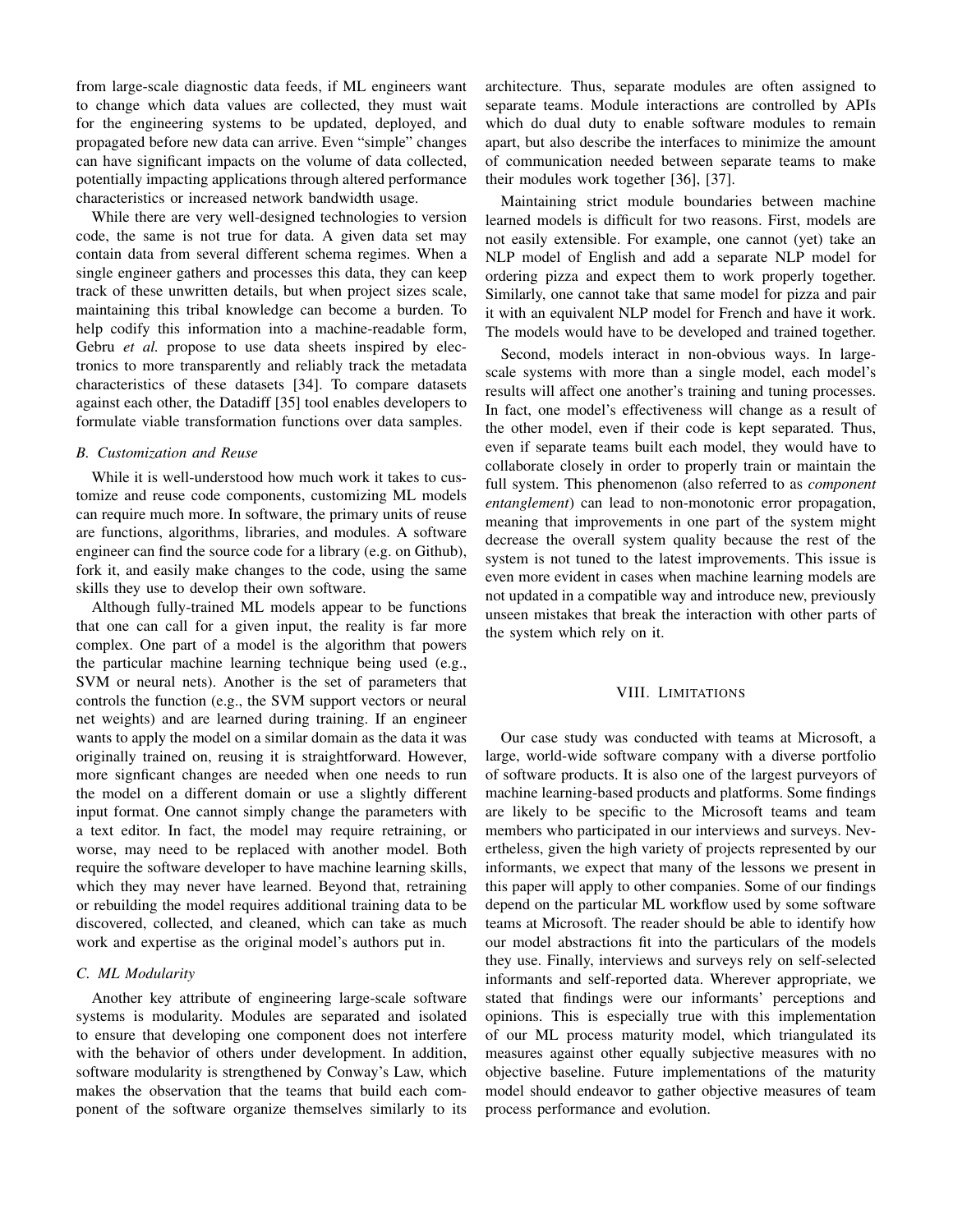from large-scale diagnostic data feeds, if ML engineers want to change which data values are collected, they must wait for the engineering systems to be updated, deployed, and propagated before new data can arrive. Even "simple" changes can have significant impacts on the volume of data collected, potentially impacting applications through altered performance characteristics or increased network bandwidth usage.

While there are very well-designed technologies to version code, the same is not true for data. A given data set may contain data from several different schema regimes. When a single engineer gathers and processes this data, they can keep track of these unwritten details, but when project sizes scale, maintaining this tribal knowledge can become a burden. To help codify this information into a machine-readable form, Gebru *et al.* propose to use data sheets inspired by electronics to more transparently and reliably track the metadata characteristics of these datasets [34]. To compare datasets against each other, the Datadiff [35] tool enables developers to formulate viable transformation functions over data samples.

### B. Customization and Reuse

While it is well-understood how much work it takes to customize and reuse code components, customizing ML models can require much more. In software, the primary units of reuse are functions, algorithms, libraries, and modules. A software engineer can find the source code for a library (e.g. on Github), fork it, and easily make changes to the code, using the same skills they use to develop their own software.

Although fully-trained ML models appear to be functions that one can call for a given input, the reality is far more complex. One part of a model is the algorithm that powers the particular machine learning technique being used (e.g., SVM or neural nets). Another is the set of parameters that controls the function (e.g., the SVM support vectors or neural net weights) and are learned during training. If an engineer wants to apply the model on a similar domain as the data it was originally trained on, reusing it is straightforward. However, more signficant changes are needed when one needs to run the model on a different domain or use a slightly different input format. One cannot simply change the parameters with a text editor. In fact, the model may require retraining, or worse, may need to be replaced with another model. Both require the software developer to have machine learning skills, which they may never have learned. Beyond that, retraining or rebuilding the model requires additional training data to be discovered, collected, and cleaned, which can take as much work and expertise as the original model's authors put in.

### C. ML Modularity

Another key attribute of engineering large-scale software systems is modularity. Modules are separated and isolated to ensure that developing one component does not interfere with the behavior of others under development. In addition, software modularity is strengthened by Conway's Law, which makes the observation that the teams that build each component of the software organize themselves similarly to its architecture. Thus, separate modules are often assigned to separate teams. Module interactions are controlled by APIs which do dual duty to enable software modules to remain apart, but also describe the interfaces to minimize the amount of communication needed between separate teams to make their modules work together [36], [37].

Maintaining strict module boundaries between machine learned models is difficult for two reasons. First, models are not easily extensible. For example, one cannot (yet) take an NLP model of English and add a separate NLP model for ordering pizza and expect them to work properly together. Similarly, one cannot take that same model for pizza and pair it with an equivalent NLP model for French and have it work. The models would have to be developed and trained together.

Second, models interact in non-obvious ways. In large-scale systems with more than a single model, each model's results will affect one another's training and tuning processes. In fact, one model's effectiveness will change as a result of the other model, even if their code is kept separated. Thus, even if separate teams built each model, they would have to collaborate closely in order to properly train or maintain the full system. This phenomenon (also referred to as *component entanglement*) can lead to non-monotonic error propagation, meaning that improvements in one part of the system might decrease the overall system quality because the rest of the system is not tuned to the latest improvements. This issue is even more evident in cases when machine learning models are not updated in a compatible way and introduce new, previously unseen mistakes that break the interaction with other parts of the system which rely on it.

## VIII. Limitations

Our case study was conducted with teams at Microsoft, a large, world-wide software company with a diverse portfolio of software products. It is also one of the largest purveyors of machine learning-based products and platforms. Some findings are likely to be specific to the Microsoft teams and team members who participated in our interviews and surveys. Nevertheless, given the high variety of projects represented by our informants, we expect that many of the lessons we present in this paper will apply to other companies. Some of our findings depend on the particular ML workflow used by some software teams at Microsoft. The reader should be able to identify how our model abstractions fit into the particulars of the models they use. Finally, interviews and surveys rely on self-selected informants and self-reported data. Wherever appropriate, we stated that findings were our informants' perceptions and opinions. This is especially true with this implementation of our ML process maturity model, which triangulated its measures against other equally subjective measures with no objective baseline. Future implementations of the maturity model should endeavor to gather objective measures of team process performance and evolution.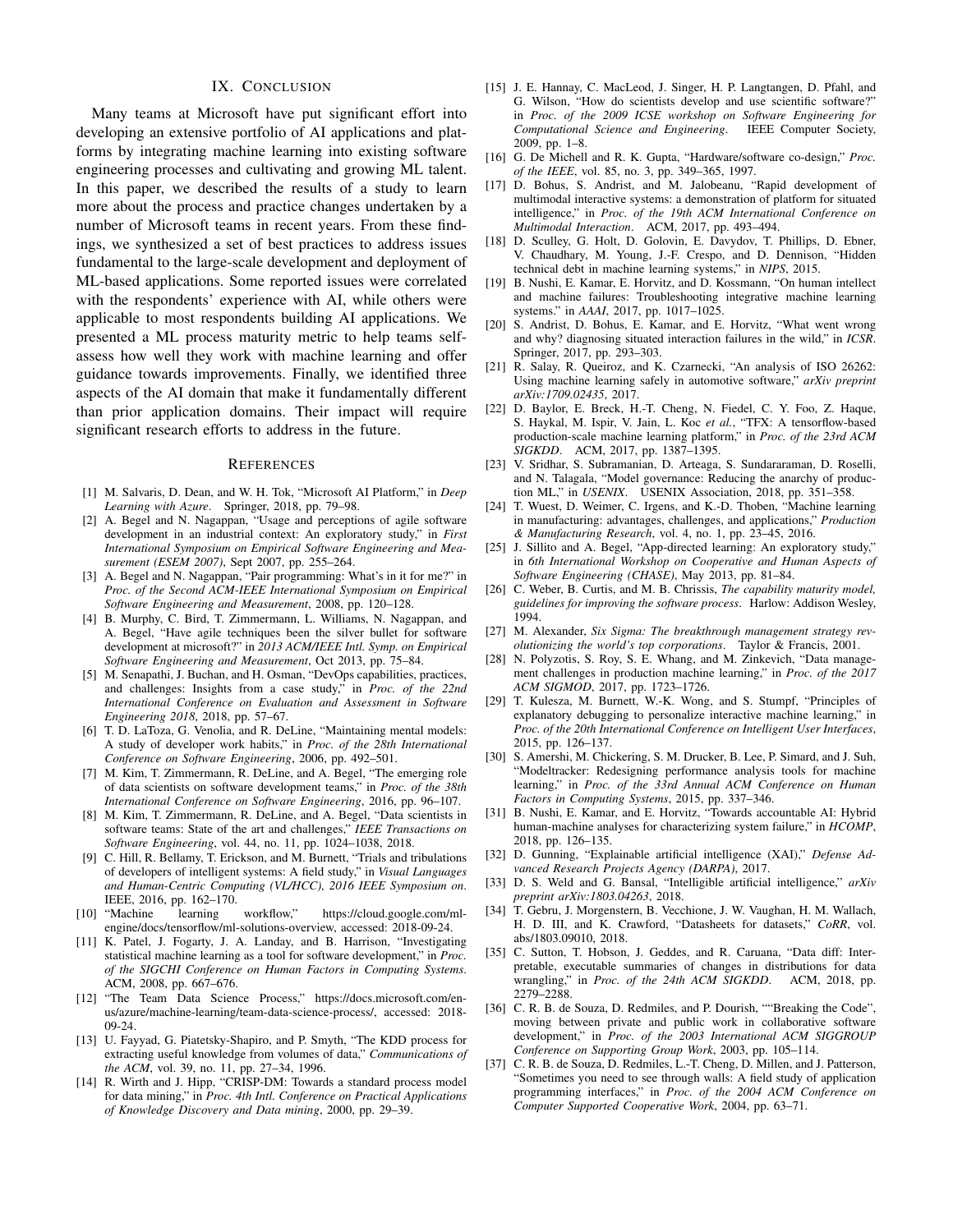## IX. Conclusion

Many teams at Microsoft have put significant effort into developing an extensive portfolio of AI applications and platforms by integrating machine learning into existing software engineering processes and cultivating and growing ML talent. In this paper, we described the results of a study to learn more about the process and practice changes undertaken by a number of Microsoft teams in recent years. From these findings, we synthesized a set of best practices to address issues fundamental to the large-scale development and deployment of ML-based applications. Some reported issues were correlated with the respondents' experience with AI, while others were applicable to most respondents building AI applications. We presented a ML process maturity metric to help teams self-assess how well they work with machine learning and offer guidance towards improvements. Finally, we identified three aspects of the AI domain that make it fundamentally different than prior application domains. Their impact will require significant research efforts to address in the future.

## References

[1] M. Salvaris, D. Dean, and W. H. Tok, "Microsoft AI Platform," in *Deep Learning with Azure*. Springer, 2018, pp. 79–98.

[2] A. Begel and N. Nagappan, "Usage and perceptions of agile software development in an industrial context: An exploratory study," in *First International Symposium on Empirical Software Engineering and Measurement (ESEM 2007)*, Sept 2007, pp. 255–264.

[3] A. Begel and N. Nagappan, "Pair programming: What's in it for me?" in *Proc. of the Second ACM-IEEE International Symposium on Empirical Software Engineering and Measurement*, 2008, pp. 120–128.

[4] B. Murphy, C. Bird, T. Zimmermann, L. Williams, N. Nagappan, and A. Begel, "Have agile techniques been the silver bullet for software development at microsoft?" in *2013 ACM/IEEE Intl. Symp. on Empirical Software Engineering and Measurement*, Oct 2013, pp. 75–84.

[5] M. Senapathi, J. Buchan, and H. Osman, "DevOps capabilities, practices, and challenges: Insights from a case study," in *Proc. of the 22nd International Conference on Evaluation and Assessment in Software Engineering 2018*, 2018, pp. 57–67.

[6] T. D. LaToza, G. Venolia, and R. DeLine, "Maintaining mental models: A study of developer work habits," in *Proc. of the 28th International Conference on Software Engineering*, 2006, pp. 492–501.

[7] M. Kim, T. Zimmermann, R. DeLine, and A. Begel, "The emerging role of data scientists on software development teams," in *Proc. of the 38th International Conference on Software Engineering*, 2016, pp. 96–107.

[8] M. Kim, T. Zimmermann, R. DeLine, and A. Begel, "Data scientists in software teams: State of the art and challenges," *IEEE Transactions on Software Engineering*, vol. 44, no. 11, pp. 1024–1038, 2018.

[9] C. Hill, R. Bellamy, T. Erickson, and M. Burnett, "Trials and tribulations of developers of intelligent systems: A field study," in *Visual Languages and Human-Centric Computing (VL/HCC), 2016 IEEE Symposium on*. IEEE, 2016, pp. 162–170.

[10] "Machine learning workflow," https://cloud.google.com/ml-engine/docs/tensorflow/ml-solutions-overview, accessed: 2018-09-24.

[11] K. Patel, J. Fogarty, J. A. Landay, and B. Harrison, "Investigating statistical machine learning as a tool for software development," in *Proc. of the SIGCHI Conference on Human Factors in Computing Systems*. ACM, 2008, pp. 667–676.

[12] "The Team Data Science Process," https://docs.microsoft.com/en-us/azure/machine-learning/team-data-science-process/, accessed: 2018-09-24.

[13] U. Fayyad, G. Piatetsky-Shapiro, and P. Smyth, "The KDD process for extracting useful knowledge from volumes of data," *Communications of the ACM*, vol. 39, no. 11, pp. 27–34, 1996.

[14] R. Wirth and J. Hipp, "CRISP-DM: Towards a standard process model for data mining," in *Proc. 4th Intl. Conference on Practical Applications of Knowledge Discovery and Data mining*, 2000, pp. 29–39.

[15] J. E. Hannay, C. MacLeod, J. Singer, H. P. Langtangen, D. Pfahl, and G. Wilson, "How do scientists develop and use scientific software?" in *Proc. of the 2009 ICSE workshop on Software Engineering for Computational Science and Engineering*. IEEE Computer Society, 2009, pp. 1–8.

[16] G. De Michell and R. K. Gupta, "Hardware/software co-design," *Proc. of the IEEE*, vol. 85, no. 3, pp. 349–365, 1997.

[17] D. Bohus, S. Andrist, and M. Jalobeanu, "Rapid development of multimodal interactive systems: a demonstration of platform for situated intelligence," in *Proc. of the 19th ACM International Conference on Multimodal Interaction*. ACM, 2017, pp. 493–494.

[18] D. Sculley, G. Holt, D. Golovin, E. Davydov, T. Phillips, D. Ebner, V. Chaudhary, M. Young, J.-F. Crespo, and D. Dennison, "Hidden technical debt in machine learning systems," in *NIPS*, 2015.

[19] B. Nushi, E. Kamar, E. Horvitz, and D. Kossmann, "On human intellect and machine failures: Troubleshooting integrative machine learning systems." in *AAAI*, 2017, pp. 1017–1025.

[20] S. Andrist, D. Bohus, E. Kamar, and E. Horvitz, "What went wrong and why? diagnosing situated interaction failures in the wild," in *ICSR*. Springer, 2017, pp. 293–303.

[21] R. Salay, R. Queiroz, and K. Czarnecki, "An analysis of ISO 26262: Using machine learning safely in automotive software," *arXiv preprint arXiv:1709.02435*, 2017.

[22] D. Baylor, E. Breck, H.-T. Cheng, N. Fiedel, C. Y. Foo, Z. Haque, S. Haykal, M. Ispir, V. Jain, L. Koc *et al.*, "TFX: A tensorflow-based production-scale machine learning platform," in *Proc. of the 23rd ACM SIGKDD*. ACM, 2017, pp. 1387–1395.

[23] V. Sridhar, S. Subramanian, D. Arteaga, S. Sundararaman, D. Roselli, and N. Talagala, "Model governance: Reducing the anarchy of production ML," in *USENIX*. USENIX Association, 2018, pp. 351–358.

[24] T. Wuest, D. Weimer, C. Irgens, and K.-D. Thoben, "Machine learning in manufacturing: advantages, challenges, and applications," *Production & Manufacturing Research*, vol. 4, no. 1, pp. 23–45, 2016.

[25] J. Sillito and A. Begel, "App-directed learning: An exploratory study," in *6th International Workshop on Cooperative and Human Aspects of Software Engineering (CHASE)*, May 2013, pp. 81–84.

[26] C. Weber, B. Curtis, and M. B. Chrissis, *The capability maturity model, guidelines for improving the software process*. Harlow: Addison Wesley, 1994.

[27] M. Alexander, *Six Sigma: The breakthrough management strategy revolutionizing the world's top corporations*. Taylor & Francis, 2001.

[28] N. Polyzotis, S. Roy, S. E. Whang, and M. Zinkevich, "Data management challenges in production machine learning," in *Proc. of the 2017 ACM SIGMOD*, 2017, pp. 1723–1726.

[29] T. Kulesza, M. Burnett, W.-K. Wong, and S. Stumpf, "Principles of explanatory debugging to personalize interactive machine learning," in *Proc. of the 20th International Conference on Intelligent User Interfaces*, 2015, pp. 126–137.

[30] S. Amershi, M. Chickering, S. M. Drucker, B. Lee, P. Simard, and J. Suh, "Modeltracker: Redesigning performance analysis tools for machine learning," in *Proc. of the 33rd Annual ACM Conference on Human Factors in Computing Systems*, 2015, pp. 337–346.

[31] B. Nushi, E. Kamar, and E. Horvitz, "Towards accountable AI: Hybrid human-machine analyses for characterizing system failure," in *HCOMP*, 2018, pp. 126–135.

[32] D. Gunning, "Explainable artificial intelligence (XAI)," *Defense Advanced Research Projects Agency (DARPA)*, 2017.

[33] D. S. Weld and G. Bansal, "Intelligible artificial intelligence," *arXiv preprint arXiv:1803.04263*, 2018.

[34] T. Gebru, J. Morgenstern, B. Vecchione, J. W. Vaughan, H. M. Wallach, H. D. III, and K. Crawford, "Datasheets for datasets," *CoRR*, vol. abs/1803.09010, 2018.

[35] C. Sutton, T. Hobson, J. Geddes, and R. Caruana, "Data diff: Interpretable, executable summaries of changes in distributions for data wrangling," in *Proc. of the 24th ACM SIGKDD*. ACM, 2018, pp. 2279–2288.

[36] C. R. B. de Souza, D. Redmiles, and P. Dourish, ""Breaking the Code", moving between private and public work in collaborative software development," in *Proc. of the 2003 International ACM SIGGROUP Conference on Supporting Group Work*, 2003, pp. 105–114.

[37] C. R. B. de Souza, D. Redmiles, L.-T. Cheng, D. Millen, and J. Patterson, "Sometimes you need to see through walls: A field study of application programming interfaces," in *Proc. of the 2004 ACM Conference on Computer Supported Cooperative Work*, 2004, pp. 63–71.